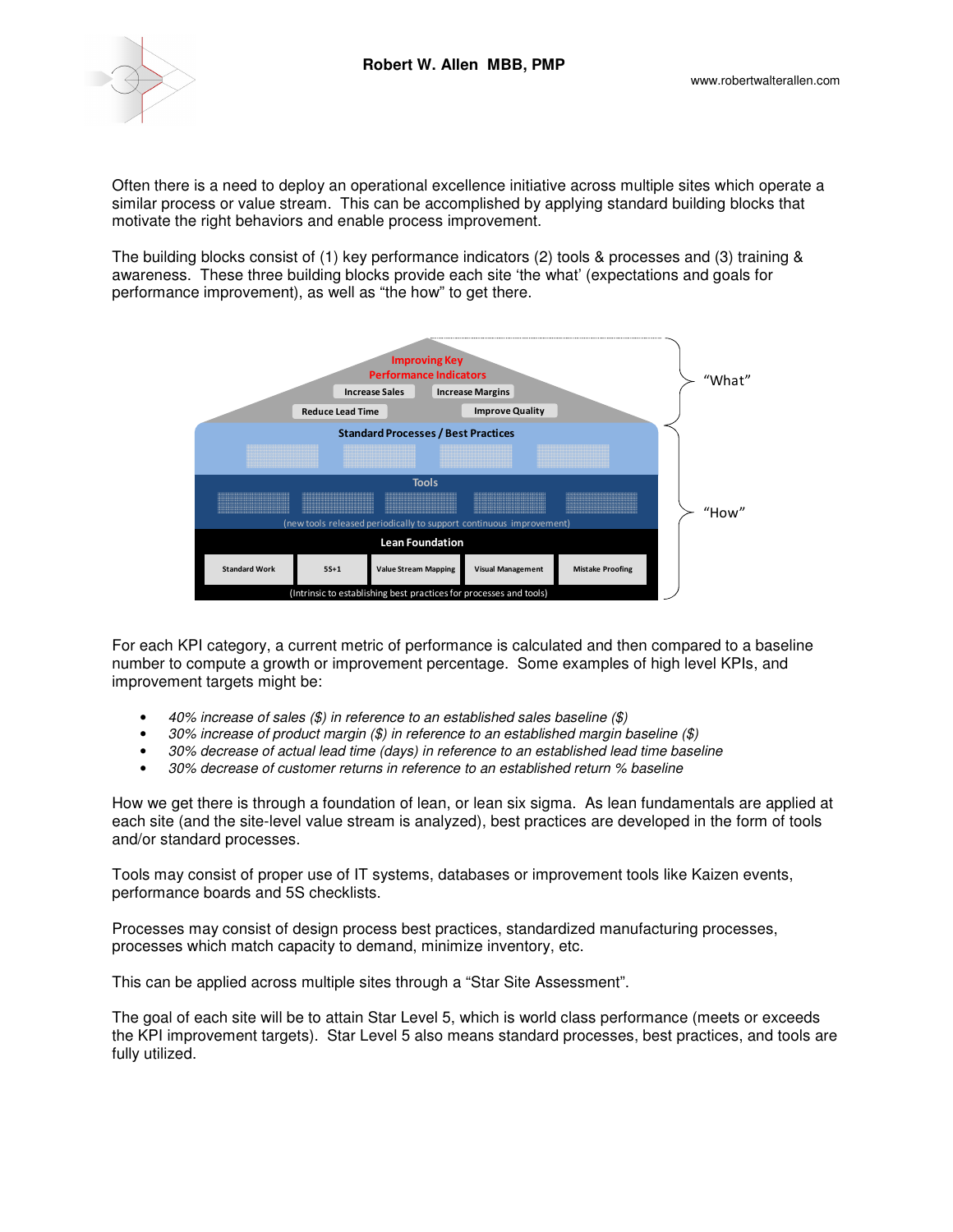Often there is a need to deploy an operational excellence initiative across multiple sites which operate a similar process or value stream. This can be accomplished by applying standard building blocks that motivate the right behaviors and enable process improvement.

The building blocks consist of (1) key performance indicators (2) tools & processes and (3) training & awareness. These three building blocks provide each site 'the what' (expectations and goals for performance improvement), as well as "the how" to get there.

For each KPI category, a current metric of performance is calculated and then compared to a baseline number to compute a growth or improvement percentage. Some examples of high level KPIs, and improvement targets might be:

- *40% increase of sales ($) in reference to an established sales baseline ($)*
- *30% increase of product margin ($) in reference to an established margin baseline ($)*
- *30% decrease of actual lead time (days) in reference to an established lead time baseline*
- *30% decrease of customer returns in reference to an established return % baseline*

How we get there is through a foundation of lean, or lean six sigma. As lean fundamentals are applied at each site (and the site-level value stream is analyzed), best practices are developed in the form of tools and/or standard processes.

Tools may consist of proper use of IT systems, databases or improvement tools like Kaizen events, performance boards and 5S checklists.

Processes may consist of design process best practices, standardized manufacturing processes, processes which match capacity to demand, minimize inventory, etc.

This can be applied across multiple sites through a "Star Site Assessment".

The goal of each site will be to attain Star Level 5, which is world class performance (meets or exceeds the KPI improvement targets). Star Level 5 also means standard processes, best practices, and tools are fully utilized.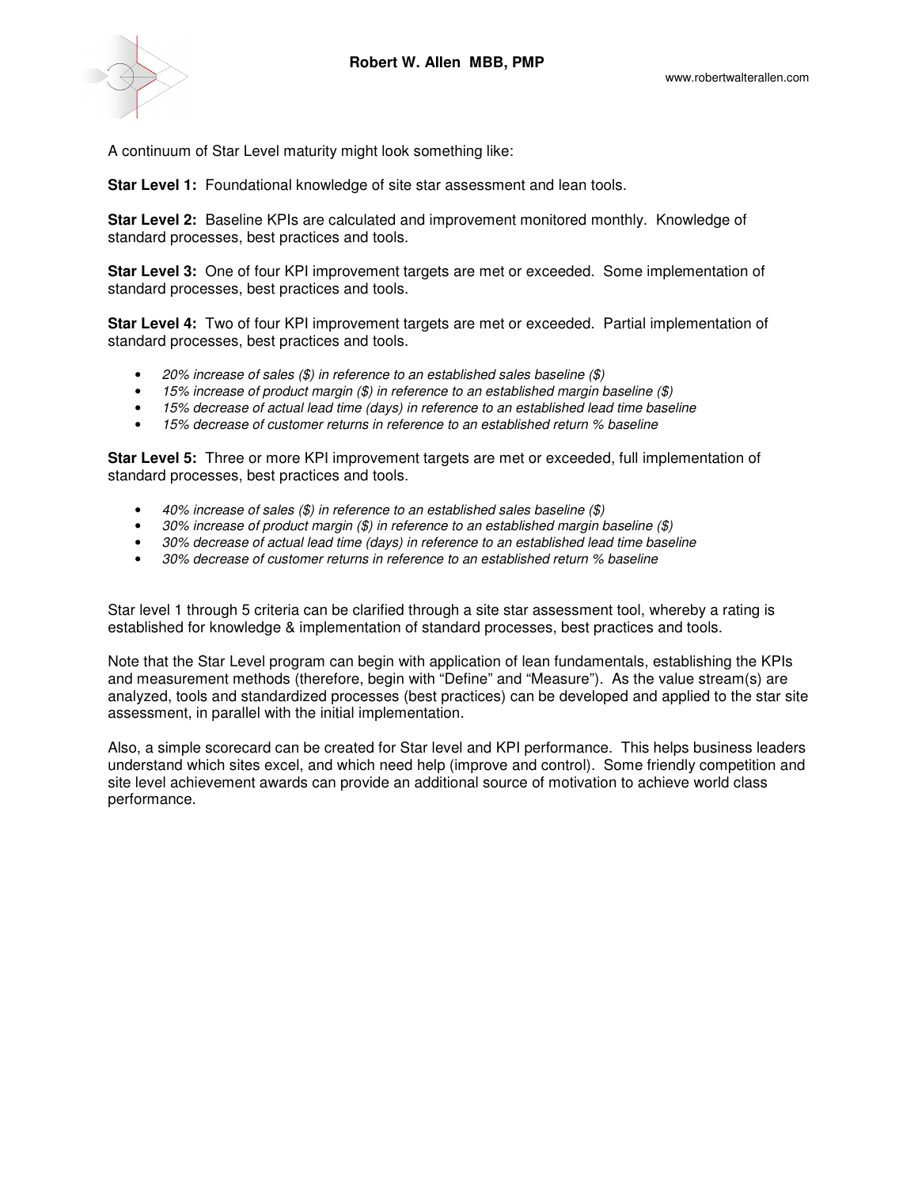A continuum of Star Level maturity might look something like:

**Star Level 1:** Foundational knowledge of site star assessment and lean tools.

**Star Level 2:** Baseline KPIs are calculated and improvement monitored monthly. Knowledge of standard processes, best practices and tools.

**Star Level 3:** One of four KPI improvement targets are met or exceeded. Some implementation of standard processes, best practices and tools.

**Star Level 4:** Two of four KPI improvement targets are met or exceeded. Partial implementation of standard processes, best practices and tools.

- *20% increase of sales ($) in reference to an established sales baseline ($)*
- *15% increase of product margin ($) in reference to an established margin baseline ($)*
- *15% decrease of actual lead time (days) in reference to an established lead time baseline*
- *15% decrease of customer returns in reference to an established return % baseline*

**Star Level 5:** Three or more KPI improvement targets are met or exceeded, full implementation of standard processes, best practices and tools.

- *40% increase of sales ($) in reference to an established sales baseline ($)*
- *30% increase of product margin ($) in reference to an established margin baseline ($)*
- *30% decrease of actual lead time (days) in reference to an established lead time baseline*
- *30% decrease of customer returns in reference to an established return % baseline*

Star level 1 through 5 criteria can be clarified through a site star assessment tool, whereby a rating is established for knowledge & implementation of standard processes, best practices and tools.

Note that the Star Level program can begin with application of lean fundamentals, establishing the KPIs and measurement methods (therefore, begin with "Define" and "Measure"). As the value stream(s) are analyzed, tools and standardized processes (best practices) can be developed and applied to the star site assessment, in parallel with the initial implementation.

Also, a simple scorecard can be created for Star level and KPI performance. This helps business leaders understand which sites excel, and which need help (improve and control). Some friendly competition and site level achievement awards can provide an additional source of motivation to achieve world class performance.